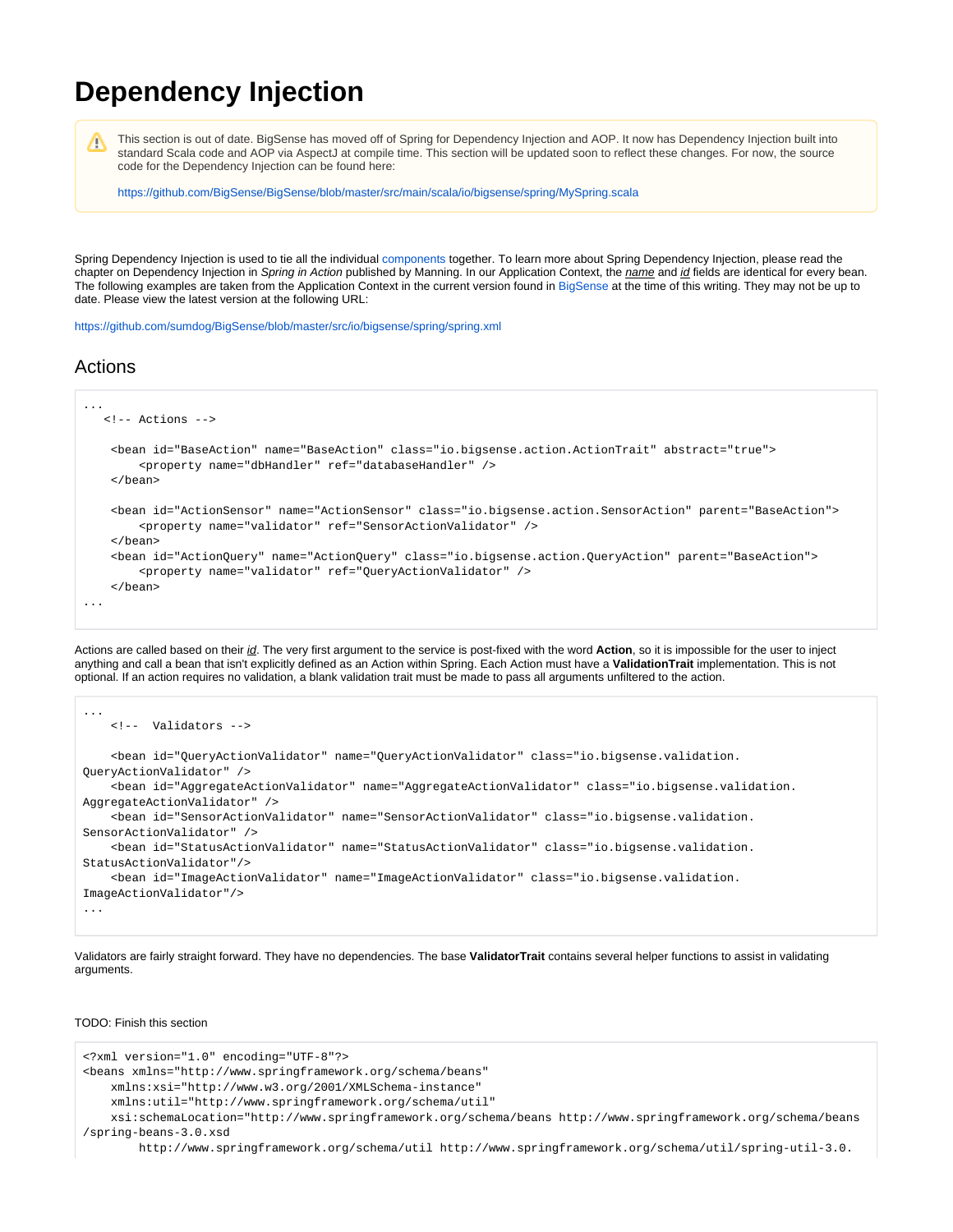# Dependency Injection

> ⚠ This section is out of date. BigSense has moved off of Spring for Dependency Injection and AOP. It now has Dependency Injection built into standard Scala code and AOP via AspectJ at compile time. This section will be updated soon to reflect these changes. For now, the source code for the Dependency Injection can be found here:
>
> https://github.com/BigSense/BigSense/blob/master/src/main/scala/io/bigsense/spring/MySpring.scala

Spring Dependency Injection is used to tie all the individual components together. To learn more about Spring Dependency Injection, please read the chapter on Dependency Injection in *Spring in Action* published by Manning. In our Application Context, the *name* and *id* fields are identical for every bean. The following examples are taken from the Application Context in the current version found in BigSense at the time of this writing. They may not be up to date. Please view the latest version at the following URL:

https://github.com/sumdog/BigSense/blob/master/src/io/bigsense/spring/spring.xml

## Actions

```
...
   <!-- Actions -->

    <bean id="BaseAction" name="BaseAction" class="io.bigsense.action.ActionTrait" abstract="true">
        <property name="dbHandler" ref="databaseHandler" />
    </bean>

    <bean id="ActionSensor" name="ActionSensor" class="io.bigsense.action.SensorAction" parent="BaseAction">
        <property name="validator" ref="SensorActionValidator" />
    </bean>
    <bean id="ActionQuery" name="ActionQuery" class="io.bigsense.action.QueryAction" parent="BaseAction">
        <property name="validator" ref="QueryActionValidator" />
    </bean>
...
```

Actions are called based on their *id*. The very first argument to the service is post-fixed with the word **Action**, so it is impossible for the user to inject anything and call a bean that isn't explicitly defined as an Action within Spring. Each Action must have a **ValidationTrait** implementation. This is not optional. If an action requires no validation, a blank validation trait must be made to pass all arguments unfiltered to the action.

```
...
    <!--  Validators -->

    <bean id="QueryActionValidator" name="QueryActionValidator" class="io.bigsense.validation.
QueryActionValidator" />
    <bean id="AggregateActionValidator" name="AggregateActionValidator" class="io.bigsense.validation.
AggregateActionValidator" />
    <bean id="SensorActionValidator" name="SensorActionValidator" class="io.bigsense.validation.
SensorActionValidator" />
    <bean id="StatusActionValidator" name="StatusActionValidator" class="io.bigsense.validation.
StatusActionValidator"/>
    <bean id="ImageActionValidator" name="ImageActionValidator" class="io.bigsense.validation.
ImageActionValidator"/>
...
```

Validators are fairly straight forward. They have no dependencies. The base **ValidatorTrait** contains several helper functions to assist in validating arguments.

TODO: Finish this section

```
<?xml version="1.0" encoding="UTF-8"?>
<beans xmlns="http://www.springframework.org/schema/beans"
    xmlns:xsi="http://www.w3.org/2001/XMLSchema-instance"
    xmlns:util="http://www.springframework.org/schema/util"
    xsi:schemaLocation="http://www.springframework.org/schema/beans http://www.springframework.org/schema/beans
/spring-beans-3.0.xsd
        http://www.springframework.org/schema/util http://www.springframework.org/schema/util/spring-util-3.0.
```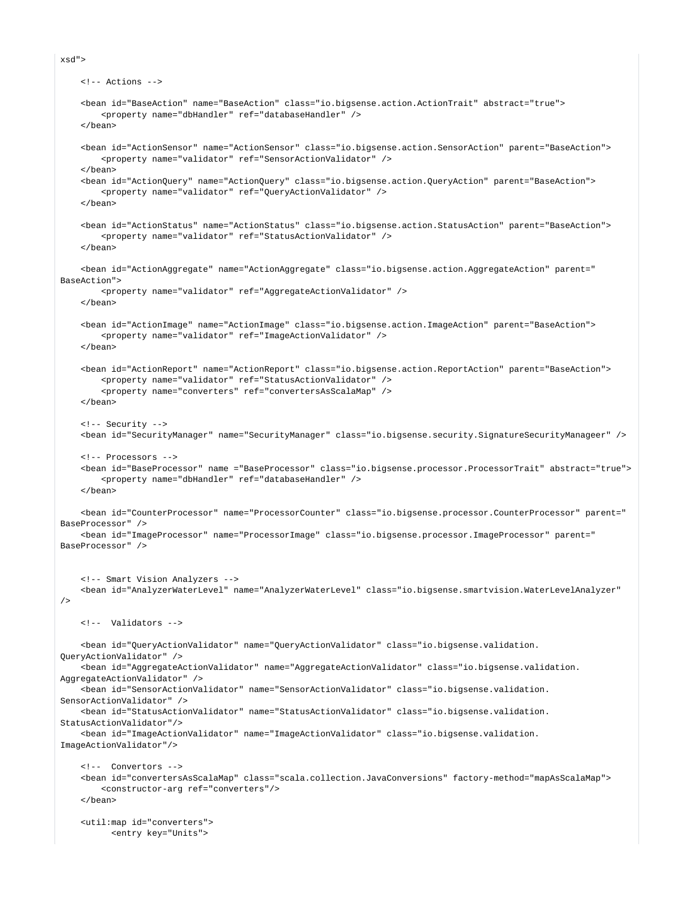```
xsd">

    <!-- Actions -->

    <bean id="BaseAction" name="BaseAction" class="io.bigsense.action.ActionTrait" abstract="true">
        <property name="dbHandler" ref="databaseHandler" />
    </bean>

    <bean id="ActionSensor" name="ActionSensor" class="io.bigsense.action.SensorAction" parent="BaseAction">
        <property name="validator" ref="SensorActionValidator" />
    </bean>
    <bean id="ActionQuery" name="ActionQuery" class="io.bigsense.action.QueryAction" parent="BaseAction">
        <property name="validator" ref="QueryActionValidator" />
    </bean>

    <bean id="ActionStatus" name="ActionStatus" class="io.bigsense.action.StatusAction" parent="BaseAction">
        <property name="validator" ref="StatusActionValidator" />
    </bean>

    <bean id="ActionAggregate" name="ActionAggregate" class="io.bigsense.action.AggregateAction" parent="
BaseAction">
        <property name="validator" ref="AggregateActionValidator" />
    </bean>

    <bean id="ActionImage" name="ActionImage" class="io.bigsense.action.ImageAction" parent="BaseAction">
        <property name="validator" ref="ImageActionValidator" />
    </bean>

    <bean id="ActionReport" name="ActionReport" class="io.bigsense.action.ReportAction" parent="BaseAction">
        <property name="validator" ref="StatusActionValidator" />
        <property name="converters" ref="convertersAsScalaMap" />
    </bean>

    <!-- Security -->
    <bean id="SecurityManager" name="SecurityManager" class="io.bigsense.security.SignatureSecurityManageer" />

    <!-- Processors -->
    <bean id="BaseProcessor" name ="BaseProcessor" class="io.bigsense.processor.ProcessorTrait" abstract="true">
        <property name="dbHandler" ref="databaseHandler" />
    </bean>

    <bean id="CounterProcessor" name="ProcessorCounter" class="io.bigsense.processor.CounterProcessor" parent="
BaseProcessor" />
    <bean id="ImageProcessor" name="ProcessorImage" class="io.bigsense.processor.ImageProcessor" parent="
BaseProcessor" />


    <!-- Smart Vision Analyzers -->
    <bean id="AnalyzerWaterLevel" name="AnalyzerWaterLevel" class="io.bigsense.smartvision.WaterLevelAnalyzer"
/>

    <!--  Validators -->

    <bean id="QueryActionValidator" name="QueryActionValidator" class="io.bigsense.validation.
QueryActionValidator" />
    <bean id="AggregateActionValidator" name="AggregateActionValidator" class="io.bigsense.validation.
AggregateActionValidator" />
    <bean id="SensorActionValidator" name="SensorActionValidator" class="io.bigsense.validation.
SensorActionValidator" />
    <bean id="StatusActionValidator" name="StatusActionValidator" class="io.bigsense.validation.
StatusActionValidator"/>
    <bean id="ImageActionValidator" name="ImageActionValidator" class="io.bigsense.validation.
ImageActionValidator"/>

    <!--  Convertors -->
    <bean id="convertersAsScalaMap" class="scala.collection.JavaConversions" factory-method="mapAsScalaMap">
        <constructor-arg ref="converters"/>
    </bean>

    <util:map id="converters">
          <entry key="Units">
```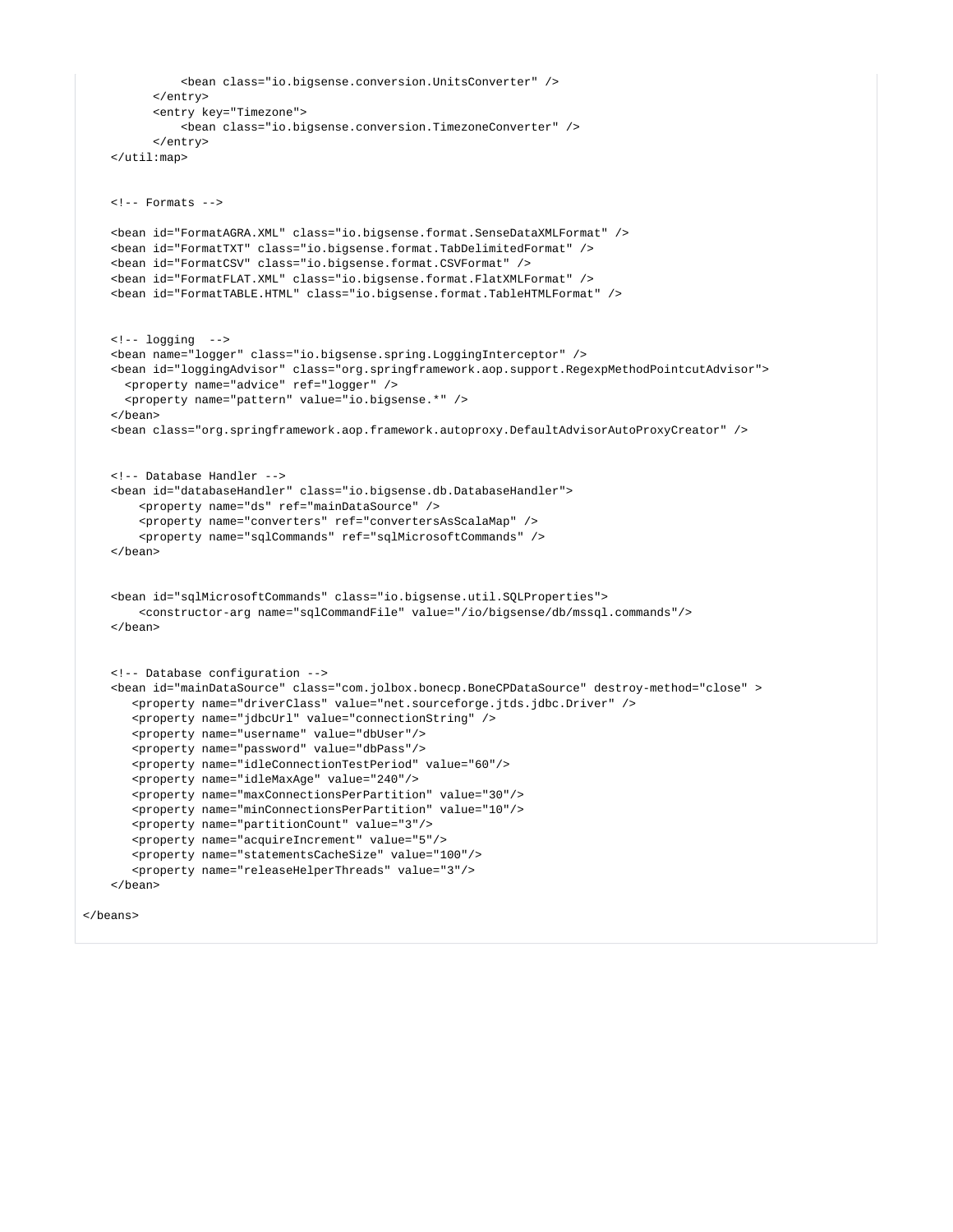```
            <bean class="io.bigsense.conversion.UnitsConverter" />
        </entry>
        <entry key="Timezone">
            <bean class="io.bigsense.conversion.TimezoneConverter" />
        </entry>
    </util:map>


    <!-- Formats -->

    <bean id="FormatAGRA.XML" class="io.bigsense.format.SenseDataXMLFormat" />
    <bean id="FormatTXT" class="io.bigsense.format.TabDelimitedFormat" />
    <bean id="FormatCSV" class="io.bigsense.format.CSVFormat" />
    <bean id="FormatFLAT.XML" class="io.bigsense.format.FlatXMLFormat" />
    <bean id="FormatTABLE.HTML" class="io.bigsense.format.TableHTMLFormat" />


    <!-- logging  -->
    <bean name="logger" class="io.bigsense.spring.LoggingInterceptor" />
    <bean id="loggingAdvisor" class="org.springframework.aop.support.RegexpMethodPointcutAdvisor">
      <property name="advice" ref="logger" />
      <property name="pattern" value="io.bigsense.*" />
    </bean>
    <bean class="org.springframework.aop.framework.autoproxy.DefaultAdvisorAutoProxyCreator" />


    <!-- Database Handler -->
    <bean id="databaseHandler" class="io.bigsense.db.DatabaseHandler">
        <property name="ds" ref="mainDataSource" />
        <property name="converters" ref="convertersAsScalaMap" />
        <property name="sqlCommands" ref="sqlMicrosoftCommands" />
    </bean>


    <bean id="sqlMicrosoftCommands" class="io.bigsense.util.SQLProperties">
        <constructor-arg name="sqlCommandFile" value="/io/bigsense/db/mssql.commands"/>
    </bean>


    <!-- Database configuration -->
    <bean id="mainDataSource" class="com.jolbox.bonecp.BoneCPDataSource" destroy-method="close" >
       <property name="driverClass" value="net.sourceforge.jtds.jdbc.Driver" />
       <property name="jdbcUrl" value="connectionString" />
       <property name="username" value="dbUser"/>
       <property name="password" value="dbPass"/>
       <property name="idleConnectionTestPeriod" value="60"/>
       <property name="idleMaxAge" value="240"/>
       <property name="maxConnectionsPerPartition" value="30"/>
       <property name="minConnectionsPerPartition" value="10"/>
       <property name="partitionCount" value="3"/>
       <property name="acquireIncrement" value="5"/>
       <property name="statementsCacheSize" value="100"/>
       <property name="releaseHelperThreads" value="3"/>
    </bean>

</beans>
```